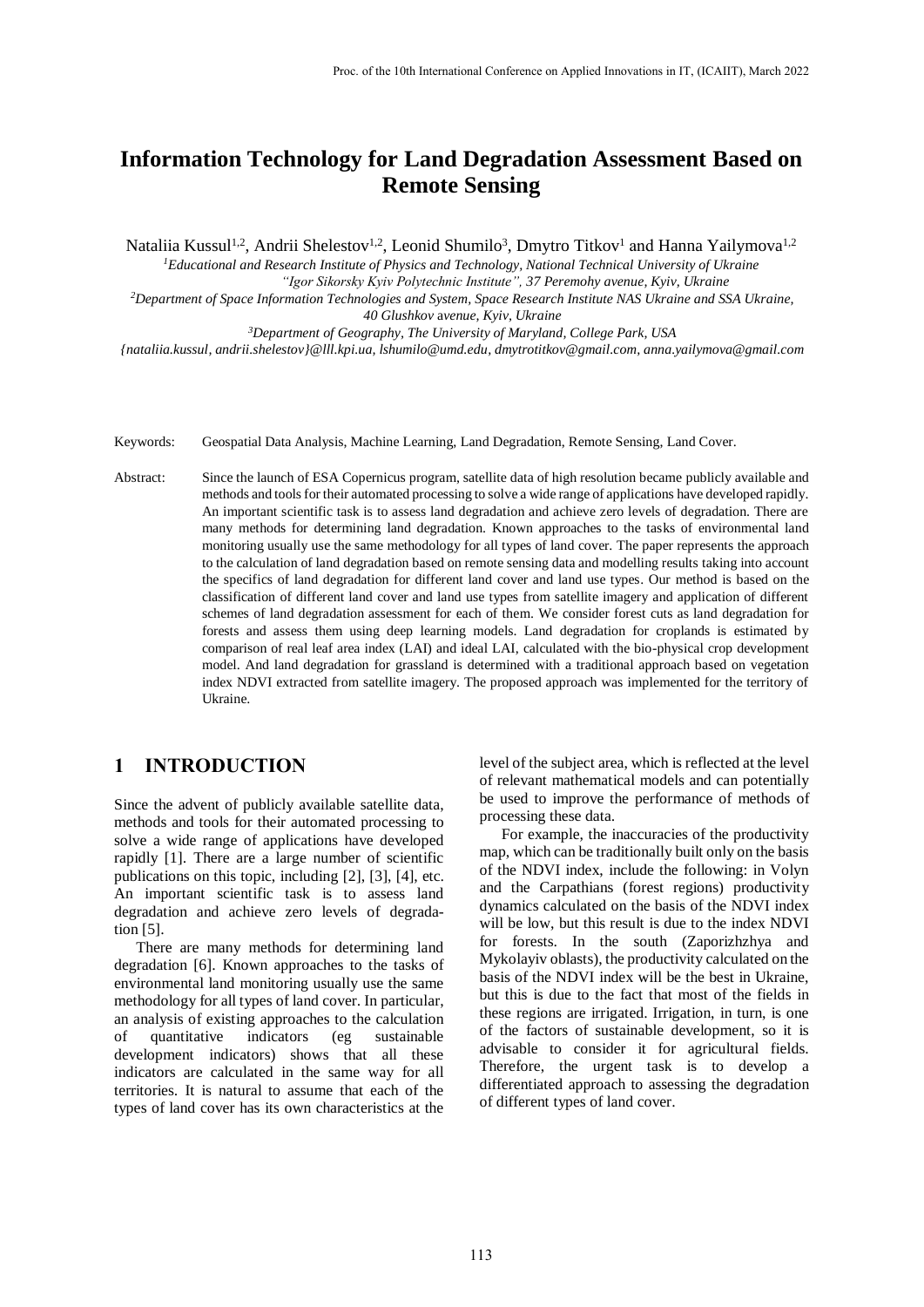# Information Technology for Land Degradation Assessment Based on Remote Sensing

Nataliia Kussul[1,2], Andrii Shelestov[1,2], Leonid Shumilo[3], Dmytro Titkov[1] and Hanna Yailymova[1,2]

[1]*Educational and Research Institute of Physics and Technology, National Technical University of Ukraine "Igor Sikorsky Kyiv Polytechnic Institute", 37 Peremohy avenue, Kyiv, Ukraine*

[2]*Department of Space Information Technologies and System, Space Research Institute NAS Ukraine and SSA Ukraine, 40 Glushkov avenue, Kyiv, Ukraine*

[3]*Department of Geography, The University of Maryland, College Park, USA*

*{nataliia.kussul, andrii.shelestov}@lll.kpi.ua, lshumilo@umd.edu, dmytrotitkov@gmail.com, anna.yailymova@gmail.com*

Keywords: Geospatial Data Analysis, Machine Learning, Land Degradation, Remote Sensing, Land Cover.

Abstract: Since the launch of ESA Copernicus program, satellite data of high resolution became publicly available and methods and tools for their automated processing to solve a wide range of applications have developed rapidly. An important scientific task is to assess land degradation and achieve zero levels of degradation. There are many methods for determining land degradation. Known approaches to the tasks of environmental land monitoring usually use the same methodology for all types of land cover. The paper represents the approach to the calculation of land degradation based on remote sensing data and modelling results taking into account the specifics of land degradation for different land cover and land use types. Our method is based on the classification of different land cover and land use types from satellite imagery and application of different schemes of land degradation assessment for each of them. We consider forest cuts as land degradation for forests and assess them using deep learning models. Land degradation for croplands is estimated by comparison of real leaf area index (LAI) and ideal LAI, calculated with the bio-physical crop development model. And land degradation for grassland is determined with a traditional approach based on vegetation index NDVI extracted from satellite imagery. The proposed approach was implemented for the territory of Ukraine.

## 1 INTRODUCTION

Since the advent of publicly available satellite data, methods and tools for their automated processing to solve a wide range of applications have developed rapidly [1]. There are a large number of scientific publications on this topic, including [2], [3], [4], etc. An important scientific task is to assess land degradation and achieve zero levels of degradation [5].

There are many methods for determining land degradation [6]. Known approaches to the tasks of environmental land monitoring usually use the same methodology for all types of land cover. In particular, an analysis of existing approaches to the calculation of quantitative indicators (eg sustainable development indicators) shows that all these indicators are calculated in the same way for all territories. It is natural to assume that each of the types of land cover has its own characteristics at the level of the subject area, which is reflected at the level of relevant mathematical models and can potentially be used to improve the performance of methods of processing these data.

For example, the inaccuracies of the productivity map, which can be traditionally built only on the basis of the NDVI index, include the following: in Volyn and the Carpathians (forest regions) productivity dynamics calculated on the basis of the NDVI index will be low, but this result is due to the index NDVI for forests. In the south (Zaporizhzhya and Mykolayiv oblasts), the productivity calculated on the basis of the NDVI index will be the best in Ukraine, but this is due to the fact that most of the fields in these regions are irrigated. Irrigation, in turn, is one of the factors of sustainable development, so it is advisable to consider it for agricultural fields. Therefore, the urgent task is to develop a differentiated approach to assessing the degradation of different types of land cover.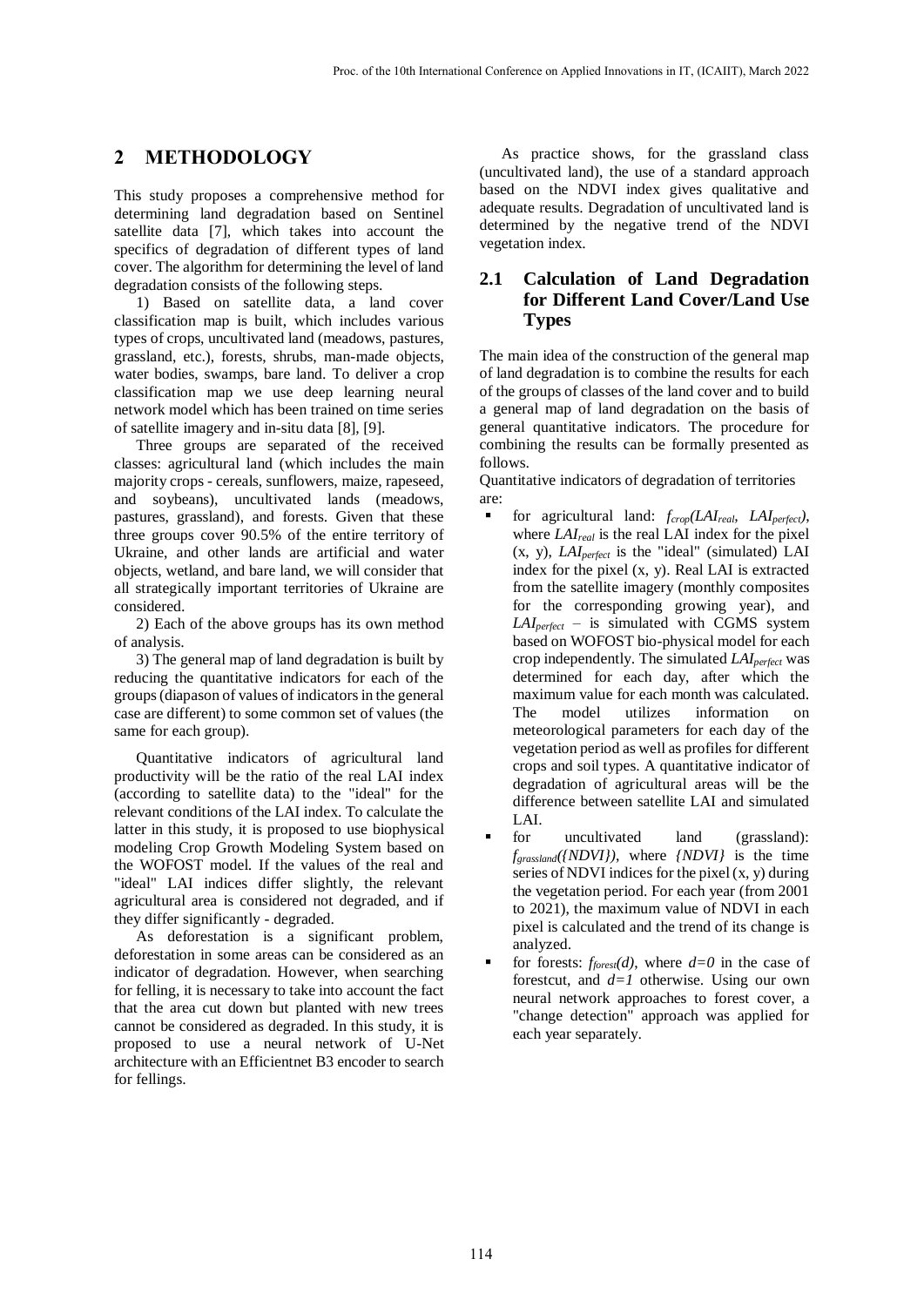## 2 METHODOLOGY

This study proposes a comprehensive method for determining land degradation based on Sentinel satellite data [7], which takes into account the specifics of degradation of different types of land cover. The algorithm for determining the level of land degradation consists of the following steps.

1) Based on satellite data, a land cover classification map is built, which includes various types of crops, uncultivated land (meadows, pastures, grassland, etc.), forests, shrubs, man-made objects, water bodies, swamps, bare land. To deliver a crop classification map we use deep learning neural network model which has been trained on time series of satellite imagery and in-situ data [8], [9].

Three groups are separated of the received classes: agricultural land (which includes the main majority crops - cereals, sunflowers, maize, rapeseed, and soybeans), uncultivated lands (meadows, pastures, grassland), and forests. Given that these three groups cover 90.5% of the entire territory of Ukraine, and other lands are artificial and water objects, wetland, and bare land, we will consider that all strategically important territories of Ukraine are considered.

2) Each of the above groups has its own method of analysis.

3) The general map of land degradation is built by reducing the quantitative indicators for each of the groups (diapason of values of indicators in the general case are different) to some common set of values (the same for each group).

Quantitative indicators of agricultural land productivity will be the ratio of the real LAI index (according to satellite data) to the "ideal" for the relevant conditions of the LAI index. To calculate the latter in this study, it is proposed to use biophysical modeling Crop Growth Modeling System based on the WOFOST model. If the values of the real and "ideal" LAI indices differ slightly, the relevant agricultural area is considered not degraded, and if they differ significantly - degraded.

As deforestation is a significant problem, deforestation in some areas can be considered as an indicator of degradation. However, when searching for felling, it is necessary to take into account the fact that the area cut down but planted with new trees cannot be considered as degraded. In this study, it is proposed to use a neural network of U-Net architecture with an Efficientnet B3 encoder to search for fellings.

As practice shows, for the grassland class (uncultivated land), the use of a standard approach based on the NDVI index gives qualitative and adequate results. Degradation of uncultivated land is determined by the negative trend of the NDVI vegetation index.

### 2.1 Calculation of Land Degradation for Different Land Cover/Land Use Types

The main idea of the construction of the general map of land degradation is to combine the results for each of the groups of classes of the land cover and to build a general map of land degradation on the basis of general quantitative indicators. The procedure for combining the results can be formally presented as follows.

Quantitative indicators of degradation of territories are:

- for agricultural land: $f_{crop}(LAI_{real}, LAI_{perfect})$, where $LAI_{real}$ is the real LAI index for the pixel (x, y), $LAI_{perfect}$ is the "ideal" (simulated) LAI index for the pixel (x, y). Real LAI is extracted from the satellite imagery (monthly composites for the corresponding growing year), and $LAI_{perfect}$ – is simulated with CGMS system based on WOFOST bio-physical model for each crop independently. The simulated $LAI_{perfect}$ was determined for each day, after which the maximum value for each month was calculated. The model utilizes information on meteorological parameters for each day of the vegetation period as well as profiles for different crops and soil types. A quantitative indicator of degradation of agricultural areas will be the difference between satellite LAI and simulated LAI.
- for uncultivated land (grassland): $f_{grassland}(\{NDVI\})$, where $\{NDVI\}$ is the time series of NDVI indices for the pixel (x, y) during the vegetation period. For each year (from 2001 to 2021), the maximum value of NDVI in each pixel is calculated and the trend of its change is analyzed.
- for forests: $f_{forest}(d)$, where $d=0$ in the case of forestcut, and $d=1$ otherwise. Using our own neural network approaches to forest cover, a "change detection" approach was applied for each year separately.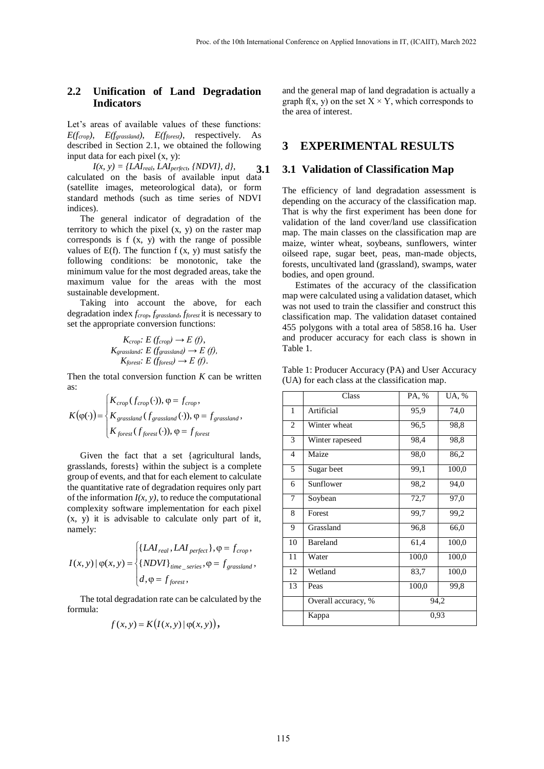## 2.2 Unification of Land Degradation Indicators

Let's areas of available values of these functions: $E(f_{crop})$, $E(f_{grassland})$, $E(f_{forest})$, respectively. As described in Section 2.1, we obtained the following input data for each pixel (x, y):

$$I(x, y) = \{LAI_{real}, LAI_{perfect}, \{NDVI\}, d\},$$

calculated on the basis of available input data (satellite images, meteorological data), or form standard methods (such as time series of NDVI indices).

The general indicator of degradation of the territory to which the pixel (x, y) on the raster map corresponds is f (x, y) with the range of possible values of E(f). The function f (x, y) must satisfy the following conditions: be monotonic, take the minimum value for the most degraded areas, take the maximum value for the areas with the most sustainable development.

Taking into account the above, for each degradation index $f_{crop}$, $f_{grassland}$, $f_{forest}$ it is necessary to set the appropriate conversion functions:

$$K_{crop}: E(f_{crop}) \rightarrow E(f),$$
$$K_{grassland}: E(f_{grassland}) \rightarrow E(f),$$
$$K_{forest}: E(f_{forest}) \rightarrow E(f).$$

Then the total conversion function $K$ can be written as:

$$K(\varphi(\cdot)) = \begin{cases} K_{crop}(f_{crop}(\cdot)), \varphi = f_{crop}, \\ K_{grassland}(f_{grassland}(\cdot)), \varphi = f_{grassland}, \\ K_{forest}(f_{forest}(\cdot)), \varphi = f_{forest} \end{cases}$$

Given the fact that a set {agricultural lands, grasslands, forests} within the subject is a complete group of events, and that for each element to calculate the quantitative rate of degradation requires only part of the information $I(x, y)$, to reduce the computational complexity software implementation for each pixel (x, y) it is advisable to calculate only part of it, namely:

$$I(x, y) \mid \varphi(x, y) = \begin{cases} \{LAI_{real}, LAI_{perfect}\}, \varphi = f_{crop}, \\ \{NDVI\}_{time\_series}, \varphi = f_{grassland}, \\ d, \varphi = f_{forest}, \end{cases}$$

The total degradation rate can be calculated by the formula:

$$f(x, y) = K(I(x, y) \mid \varphi(x, y)),$$

and the general map of land degradation is actually a graph f(x, y) on the set X × Y, which corresponds to the area of interest.

# 3 EXPERIMENTAL RESULTS

## 3.1 Validation of Classification Map

The efficiency of land degradation assessment is depending on the accuracy of the classification map. That is why the first experiment has been done for validation of the land cover/land use classification map. The main classes on the classification map are maize, winter wheat, soybeans, sunflowers, winter oilseed rape, sugar beet, peas, man-made objects, forests, uncultivated land (grassland), swamps, water bodies, and open ground.

Estimates of the accuracy of the classification map were calculated using a validation dataset, which was not used to train the classifier and construct this classification map. The validation dataset contained 455 polygons with a total area of 5858.16 ha. User and producer accuracy for each class is shown in Table 1.

Table 1: Producer Accuracy (PA) and User Accuracy (UA) for each class at the classification map.

| | Class | PA, % | UA, % |
|---|---|---|---|
| 1 | Artificial | 95,9 | 74,0 |
| 2 | Winter wheat | 96,5 | 98,8 |
| 3 | Winter rapeseed | 98,4 | 98,8 |
| 4 | Maize | 98,0 | 86,2 |
| 5 | Sugar beet | 99,1 | 100,0 |
| 6 | Sunflower | 98,2 | 94,0 |
| 7 | Soybean | 72,7 | 97,0 |
| 8 | Forest | 99,7 | 99,2 |
| 9 | Grassland | 96,8 | 66,0 |
| 10 | Bareland | 61,4 | 100,0 |
| 11 | Water | 100,0 | 100,0 |
| 12 | Wetland | 83,7 | 100,0 |
| 13 | Peas | 100,0 | 99,8 |
| | Overall accuracy, % | 94,2 | |
| | Kappa | 0,93 | |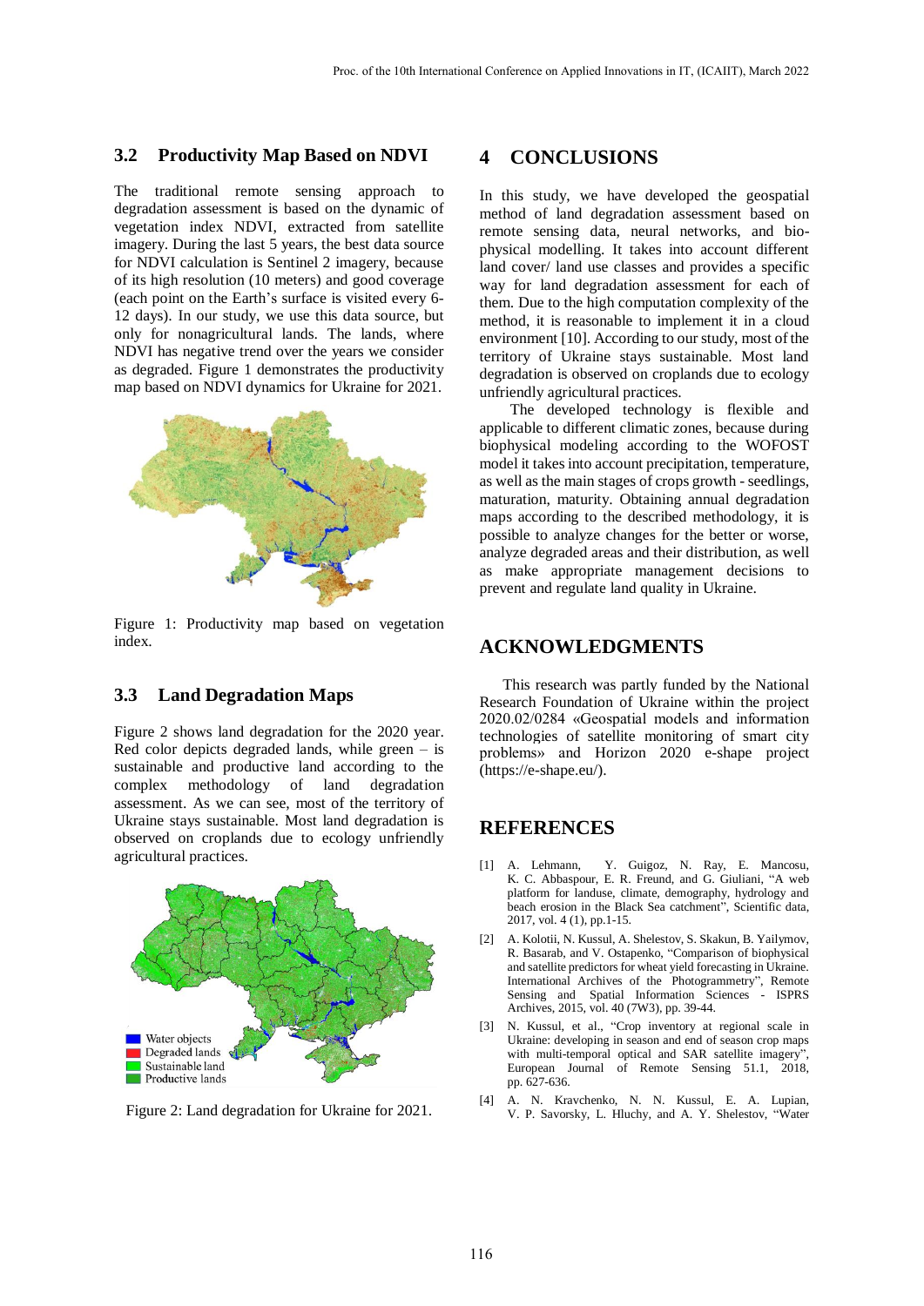### 3.2 Productivity Map Based on NDVI

The traditional remote sensing approach to degradation assessment is based on the dynamic of vegetation index NDVI, extracted from satellite imagery. During the last 5 years, the best data source for NDVI calculation is Sentinel 2 imagery, because of its high resolution (10 meters) and good coverage (each point on the Earth's surface is visited every 6-12 days). In our study, we use this data source, but only for nonagricultural lands. The lands, where NDVI has negative trend over the years we consider as degraded. Figure 1 demonstrates the productivity map based on NDVI dynamics for Ukraine for 2021.

Figure 1: Productivity map based on vegetation index.

### 3.3 Land Degradation Maps

Figure 2 shows land degradation for the 2020 year. Red color depicts degraded lands, while green – is sustainable and productive land according to the complex methodology of land degradation assessment. As we can see, most of the territory of Ukraine stays sustainable. Most land degradation is observed on croplands due to ecology unfriendly agricultural practices.

Water objects
Degraded lands
Sustainable land
Productive lands

Figure 2: Land degradation for Ukraine for 2021.

## 4 CONCLUSIONS

In this study, we have developed the geospatial method of land degradation assessment based on remote sensing data, neural networks, and bio-physical modelling. It takes into account different land cover/ land use classes and provides a specific way for land degradation assessment for each of them. Due to the high computation complexity of the method, it is reasonable to implement it in a cloud environment [10]. According to our study, most of the territory of Ukraine stays sustainable. Most land degradation is observed on croplands due to ecology unfriendly agricultural practices.

The developed technology is flexible and applicable to different climatic zones, because during biophysical modeling according to the WOFOST model it takes into account precipitation, temperature, as well as the main stages of crops growth - seedlings, maturation, maturity. Obtaining annual degradation maps according to the described methodology, it is possible to analyze changes for the better or worse, analyze degraded areas and their distribution, as well as make appropriate management decisions to prevent and regulate land quality in Ukraine.

## ACKNOWLEDGMENTS

This research was partly funded by the National Research Foundation of Ukraine within the project 2020.02/0284 «Geospatial models and information technologies of satellite monitoring of smart city problems» and Horizon 2020 e-shape project (https://e-shape.eu/).

## REFERENCES

[1] A. Lehmann, Y. Guigoz, N. Ray, E. Mancosu, K. C. Abbaspour, E. R. Freund, and G. Giuliani, "A web platform for landuse, climate, demography, hydrology and beach erosion in the Black Sea catchment", Scientific data, 2017, vol. 4 (1), pp.1-15.

[2] A. Kolotii, N. Kussul, A. Shelestov, S. Skakun, B. Yailymov, R. Basarab, and V. Ostapenko, "Comparison of biophysical and satellite predictors for wheat yield forecasting in Ukraine. International Archives of the Photogrammetry", Remote Sensing and Spatial Information Sciences - ISPRS Archives, 2015, vol. 40 (7W3), pp. 39-44.

[3] N. Kussul, et al., "Crop inventory at regional scale in Ukraine: developing in season and end of season crop maps with multi-temporal optical and SAR satellite imagery", European Journal of Remote Sensing 51.1, 2018, pp. 627-636.

[4] A. N. Kravchenko, N. N. Kussul, E. A. Lupian, V. P. Savorsky, L. Hluchy, and A. Y. Shelestov, "Water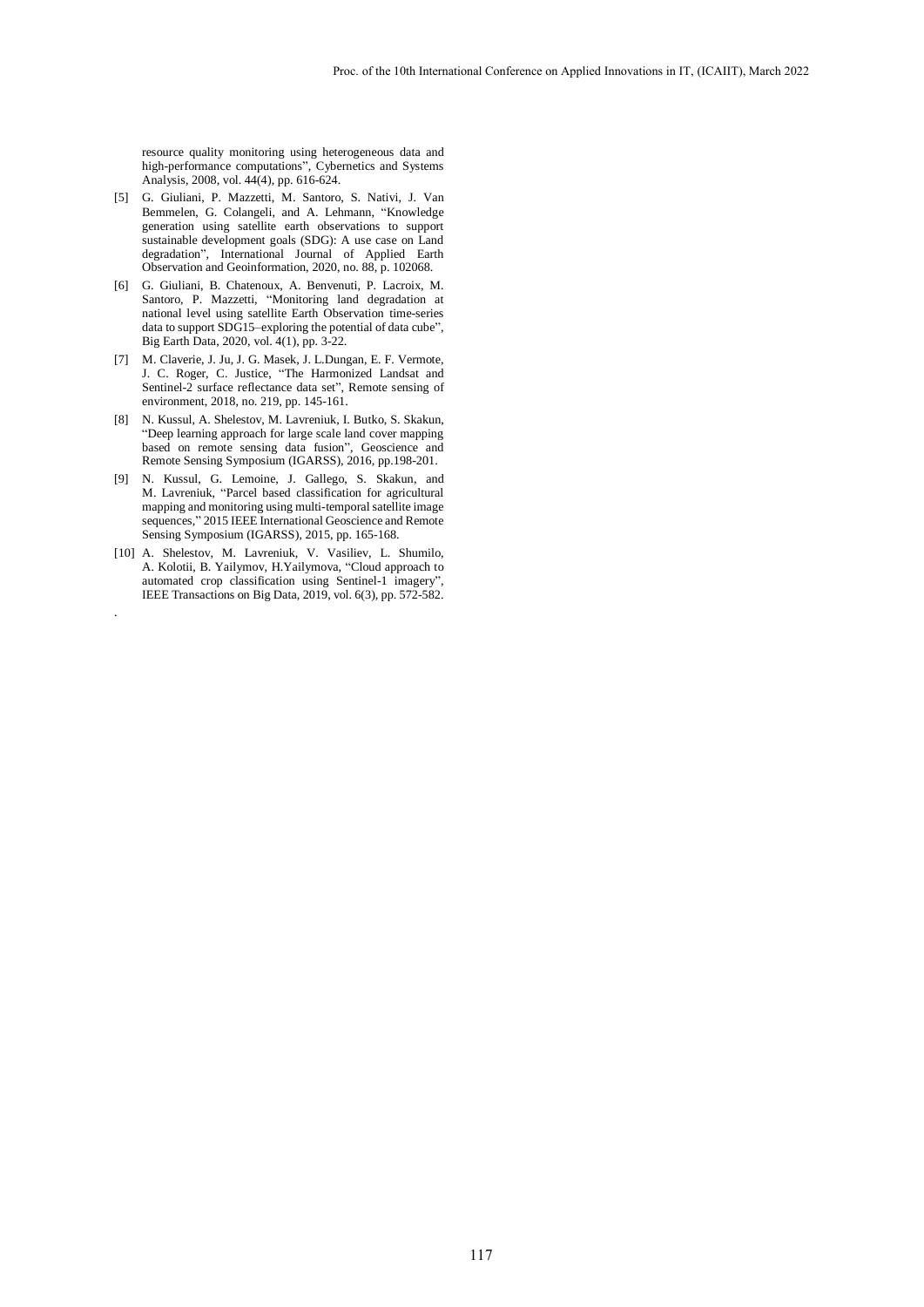resource quality monitoring using heterogeneous data and high-performance computations", Cybernetics and Systems Analysis, 2008, vol. 44(4), pp. 616-624.

[5] G. Giuliani, P. Mazzetti, M. Santoro, S. Nativi, J. Van Bemmelen, G. Colangeli, and A. Lehmann, "Knowledge generation using satellite earth observations to support sustainable development goals (SDG): A use case on Land degradation", International Journal of Applied Earth Observation and Geoinformation, 2020, no. 88, p. 102068.

[6] G. Giuliani, B. Chatenoux, A. Benvenuti, P. Lacroix, M. Santoro, P. Mazzetti, "Monitoring land degradation at national level using satellite Earth Observation time-series data to support SDG15–exploring the potential of data cube", Big Earth Data, 2020, vol. 4(1), pp. 3-22.

[7] M. Claverie, J. Ju, J. G. Masek, J. L.Dungan, E. F. Vermote, J. C. Roger, C. Justice, "The Harmonized Landsat and Sentinel-2 surface reflectance data set", Remote sensing of environment, 2018, no. 219, pp. 145-161.

[8] N. Kussul, A. Shelestov, M. Lavreniuk, I. Butko, S. Skakun, "Deep learning approach for large scale land cover mapping based on remote sensing data fusion", Geoscience and Remote Sensing Symposium (IGARSS), 2016, pp.198-201.

[9] N. Kussul, G. Lemoine, J. Gallego, S. Skakun, and M. Lavreniuk, "Parcel based classification for agricultural mapping and monitoring using multi-temporal satellite image sequences," 2015 IEEE International Geoscience and Remote Sensing Symposium (IGARSS), 2015, pp. 165-168.

[10] A. Shelestov, M. Lavreniuk, V. Vasiliev, L. Shumilo, A. Kolotii, B. Yailymov, H.Yailymova, "Cloud approach to automated crop classification using Sentinel-1 imagery", IEEE Transactions on Big Data, 2019, vol. 6(3), pp. 572-582.